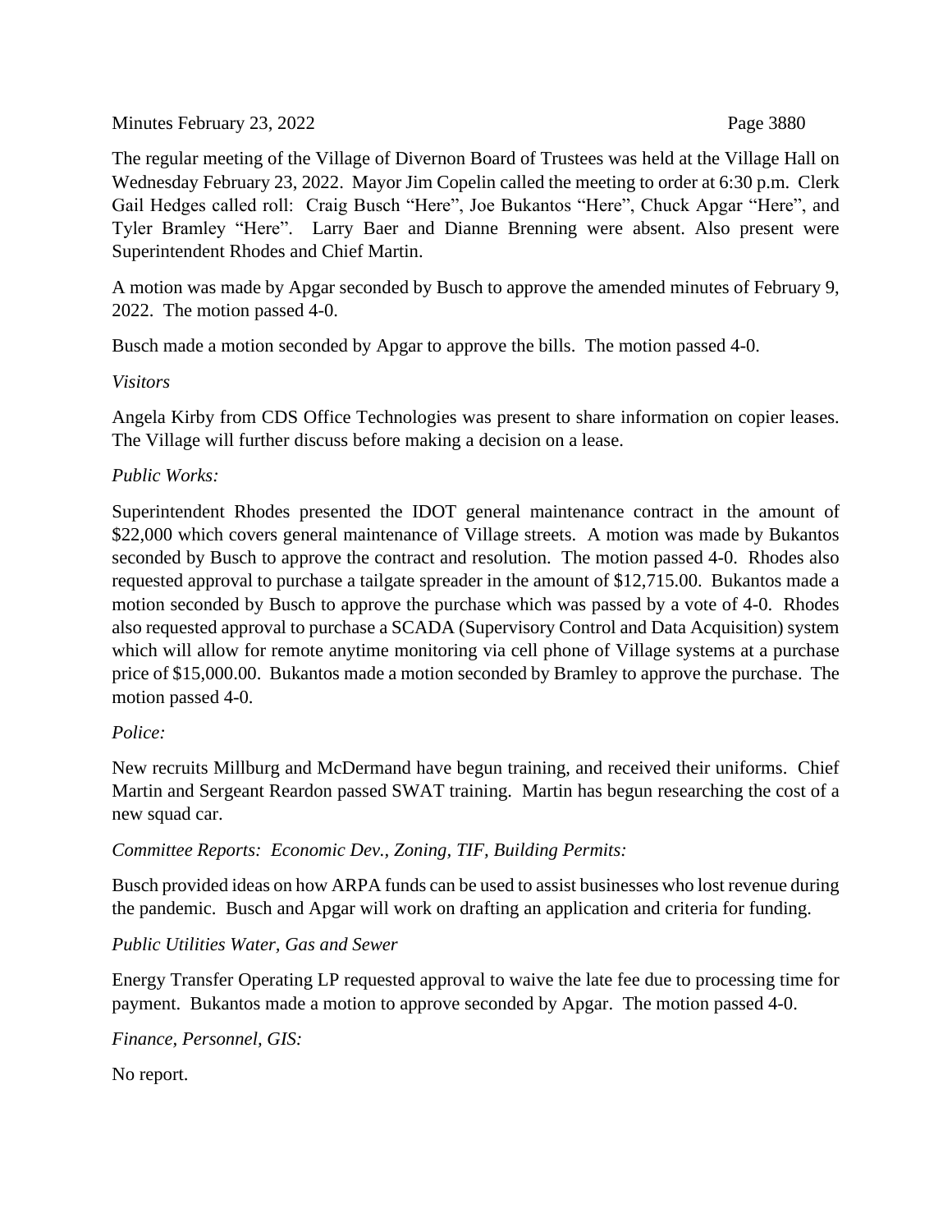The regular meeting of the Village of Divernon Board of Trustees was held at the Village Hall on Wednesday February 23, 2022. Mayor Jim Copelin called the meeting to order at 6:30 p.m. Clerk Gail Hedges called roll: Craig Busch "Here", Joe Bukantos "Here", Chuck Apgar "Here", and Tyler Bramley "Here". Larry Baer and Dianne Brenning were absent. Also present were Superintendent Rhodes and Chief Martin.

A motion was made by Apgar seconded by Busch to approve the amended minutes of February 9, 2022. The motion passed 4-0.

Busch made a motion seconded by Apgar to approve the bills. The motion passed 4-0.

*Visitors*

Angela Kirby from CDS Office Technologies was present to share information on copier leases. The Village will further discuss before making a decision on a lease.

*Public Works:*

Superintendent Rhodes presented the IDOT general maintenance contract in the amount of $22,000 which covers general maintenance of Village streets. A motion was made by Bukantos seconded by Busch to approve the contract and resolution. The motion passed 4-0. Rhodes also requested approval to purchase a tailgate spreader in the amount of $12,715.00. Bukantos made a motion seconded by Busch to approve the purchase which was passed by a vote of 4-0. Rhodes also requested approval to purchase a SCADA (Supervisory Control and Data Acquisition) system which will allow for remote anytime monitoring via cell phone of Village systems at a purchase price of $15,000.00. Bukantos made a motion seconded by Bramley to approve the purchase. The motion passed 4-0.

*Police:*

New recruits Millburg and McDermand have begun training, and received their uniforms. Chief Martin and Sergeant Reardon passed SWAT training. Martin has begun researching the cost of a new squad car.

*Committee Reports: Economic Dev., Zoning, TIF, Building Permits:*

Busch provided ideas on how ARPA funds can be used to assist businesses who lost revenue during the pandemic. Busch and Apgar will work on drafting an application and criteria for funding.

*Public Utilities Water, Gas and Sewer*

Energy Transfer Operating LP requested approval to waive the late fee due to processing time for payment. Bukantos made a motion to approve seconded by Apgar. The motion passed 4-0.

*Finance, Personnel, GIS:*

No report.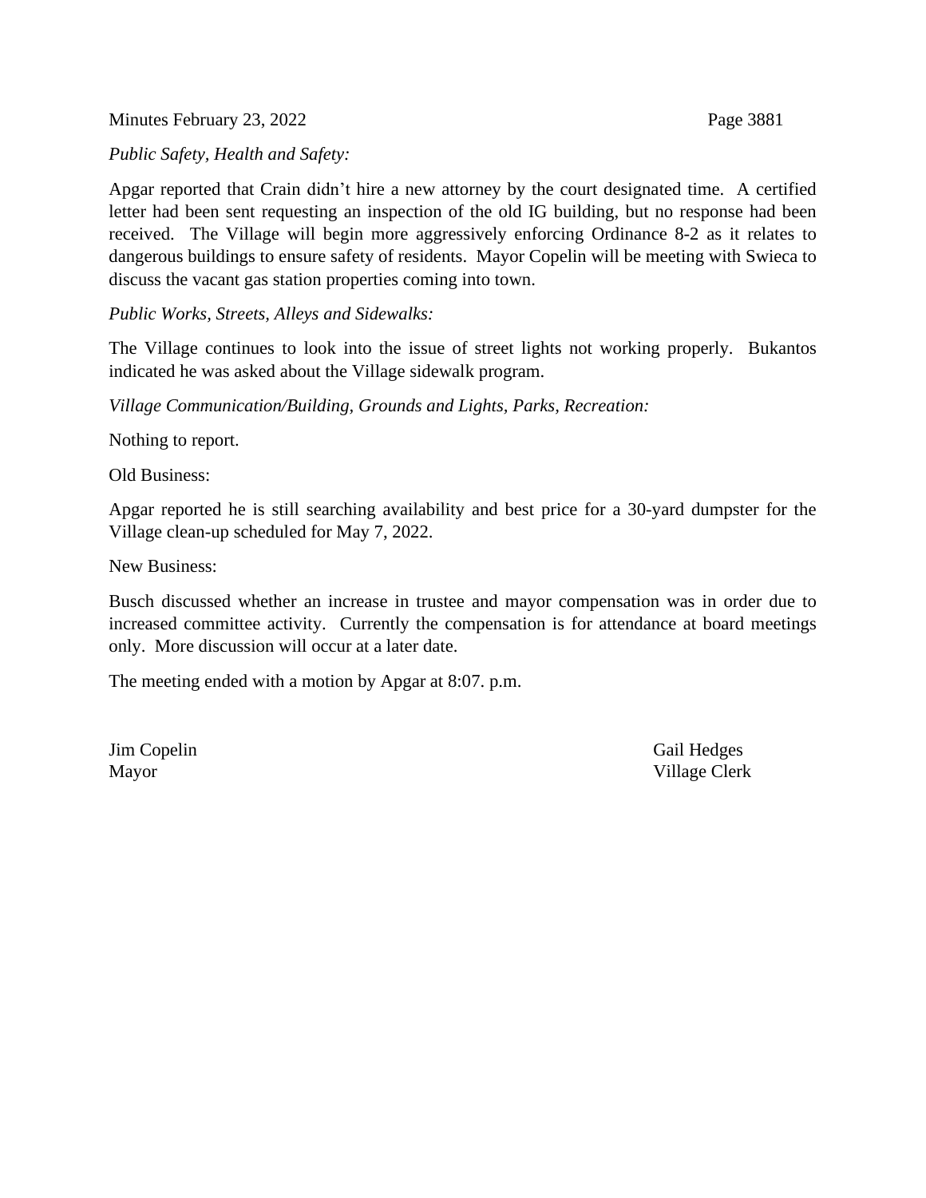*Public Safety, Health and Safety:*

Apgar reported that Crain didn't hire a new attorney by the court designated time. A certified letter had been sent requesting an inspection of the old IG building, but no response had been received. The Village will begin more aggressively enforcing Ordinance 8-2 as it relates to dangerous buildings to ensure safety of residents. Mayor Copelin will be meeting with Swieca to discuss the vacant gas station properties coming into town.

*Public Works, Streets, Alleys and Sidewalks:*

The Village continues to look into the issue of street lights not working properly. Bukantos indicated he was asked about the Village sidewalk program.

*Village Communication/Building, Grounds and Lights, Parks, Recreation:*

Nothing to report.

Old Business:

Apgar reported he is still searching availability and best price for a 30-yard dumpster for the Village clean-up scheduled for May 7, 2022.

New Business:

Busch discussed whether an increase in trustee and mayor compensation was in order due to increased committee activity. Currently the compensation is for attendance at board meetings only. More discussion will occur at a later date.

The meeting ended with a motion by Apgar at 8:07. p.m.

Jim Copelin
Mayor

Gail Hedges
Village Clerk